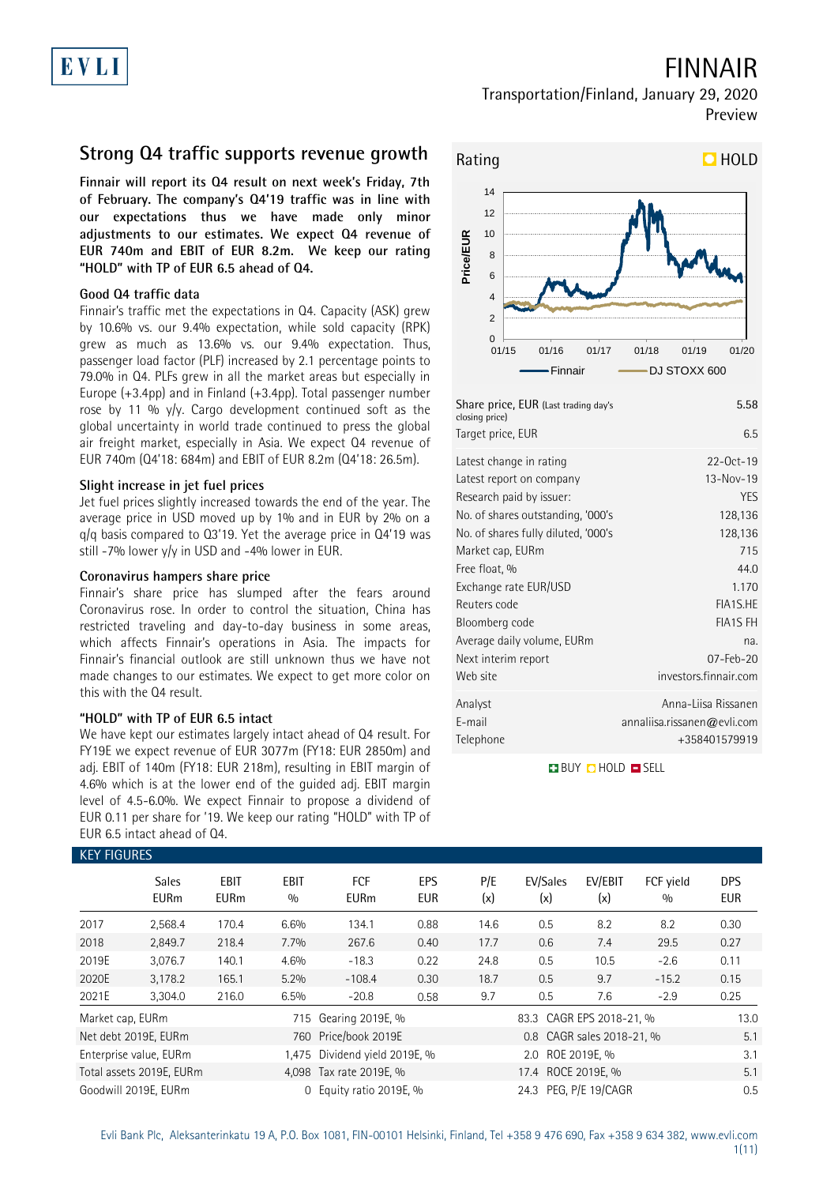# FINNAIR

Transportation/Finland, January 29, 2020

Preview

## Strong Q4 traffic supports revenue growth

**Finnair will report its Q4 result on next week's Friday, 7th of February. The company's Q4'19 traffic was in line with our expectations thus we have made only minor adjustments to our estimates. We expect Q4 revenue of EUR 740m and EBIT of EUR 8.2m. We keep our rating "HOLD" with TP of EUR 6.5 ahead of Q4.**

### Good Q4 traffic data

Finnair's traffic met the expectations in Q4. Capacity (ASK) grew by 10.6% vs. our 9.4% expectation, while sold capacity (RPK) grew as much as 13.6% vs. our 9.4% expectation. Thus, passenger load factor (PLF) increased by 2.1 percentage points to 79.0% in Q4. PLFs grew in all the market areas but especially in Europe (+3.4pp) and in Finland (+3.4pp). Total passenger number rose by 11 % y/y. Cargo development continued soft as the global uncertainty in world trade continued to press the global air freight market, especially in Asia. We expect Q4 revenue of EUR 740m (Q4'18: 684m) and EBIT of EUR 8.2m (Q4'18: 26.5m).

### Slight increase in jet fuel prices

Jet fuel prices slightly increased towards the end of the year. The average price in USD moved up by 1% and in EUR by 2% on a q/q basis compared to Q3'19. Yet the average price in Q4'19 was still -7% lower y/y in USD and -4% lower in EUR.

### Coronavirus hampers share price

Finnair's share price has slumped after the fears around Coronavirus rose. In order to control the situation, China has restricted traveling and day-to-day business in some areas, which affects Finnair's operations in Asia. The impacts for Finnair's financial outlook are still unknown thus we have not made changes to our estimates. We expect to get more color on this with the Q4 result.

### "HOLD" with TP of EUR 6.5 intact

We have kept our estimates largely intact ahead of Q4 result. For FY19E we expect revenue of EUR 3077m (FY18: EUR 2850m) and adj. EBIT of 140m (FY18: EUR 218m), resulting in EBIT margin of 4.6% which is at the lower end of the guided adj. EBIT margin level of 4.5-6.0%. We expect Finnair to propose a dividend of EUR 0.11 per share for '19. We keep our rating "HOLD" with TP of EUR 6.5 intact ahead of Q4.

**Rating: HOLD**

| | |
|---|---|
| Share price, EUR (Last trading day's closing price) | 5.58 |
| Target price, EUR | 6.5 |
| Latest change in rating | 22-Oct-19 |
| Latest report on company | 13-Nov-19 |
| Research paid by issuer: | YES |
| No. of shares outstanding, '000's | 128,136 |
| No. of shares fully diluted, '000's | 128,136 |
| Market cap, EURm | 715 |
| Free float, % | 44.0 |
| Exchange rate EUR/USD | 1.170 |
| Reuters code | FIA1S.HE |
| Bloomberg code | FIA1S FH |
| Average daily volume, EURm | na. |
| Next interim report | 07-Feb-20 |
| Web site | investors.finnair.com |
| Analyst | Anna-Liisa Rissanen |
| E-mail | annaliisa.rissanen@evli.com |
| Telephone | +358401579919 |

BUY HOLD SELL

### KEY FIGURES

| | Sales EURm | EBIT EURm | EBIT % | FCF EURm | EPS EUR | P/E (x) | EV/Sales (x) | EV/EBIT (x) | FCF yield % | DPS EUR |
|---|---|---|---|---|---|---|---|---|---|---|
| 2017 | 2,568.4 | 170.4 | 6.6% | 134.1 | 0.88 | 14.6 | 0.5 | 8.2 | 8.2 | 0.30 |
| 2018 | 2,849.7 | 218.4 | 7.7% | 267.6 | 0.40 | 17.7 | 0.6 | 7.4 | 29.5 | 0.27 |
| 2019E | 3,076.7 | 140.1 | 4.6% | -18.3 | 0.22 | 24.8 | 0.5 | 10.5 | -2.6 | 0.11 |
| 2020E | 3,178.2 | 165.1 | 5.2% | -108.4 | 0.30 | 18.7 | 0.5 | 9.7 | -15.2 | 0.15 |
| 2021E | 3,304.0 | 216.0 | 6.5% | -20.8 | 0.58 | 9.7 | 0.5 | 7.6 | -2.9 | 0.25 |

| | | | | | |
|---|---|---|---|---|---|
| Market cap, EURm | 715 | Gearing 2019E, % | 83.3 | CAGR EPS 2018-21, % | 13.0 |
| Net debt 2019E, EURm | 760 | Price/book 2019E | 0.8 | CAGR sales 2018-21, % | 5.1 |
| Enterprise value, EURm | 1,475 | Dividend yield 2019E, % | 2.0 | ROE 2019E, % | 3.1 |
| Total assets 2019E, EURm | 4,098 | Tax rate 2019E, % | 17.4 | ROCE 2019E, % | 5.1 |
| Goodwill 2019E, EURm | 0 | Equity ratio 2019E, % | 24.3 | PEG, P/E 19/CAGR | 0.5 |

Evli Bank Plc, Aleksanterinkatu 19 A, P.O. Box 1081, FIN-00101 Helsinki, Finland, Tel +358 9 476 690, Fax +358 9 634 382, www.evli.com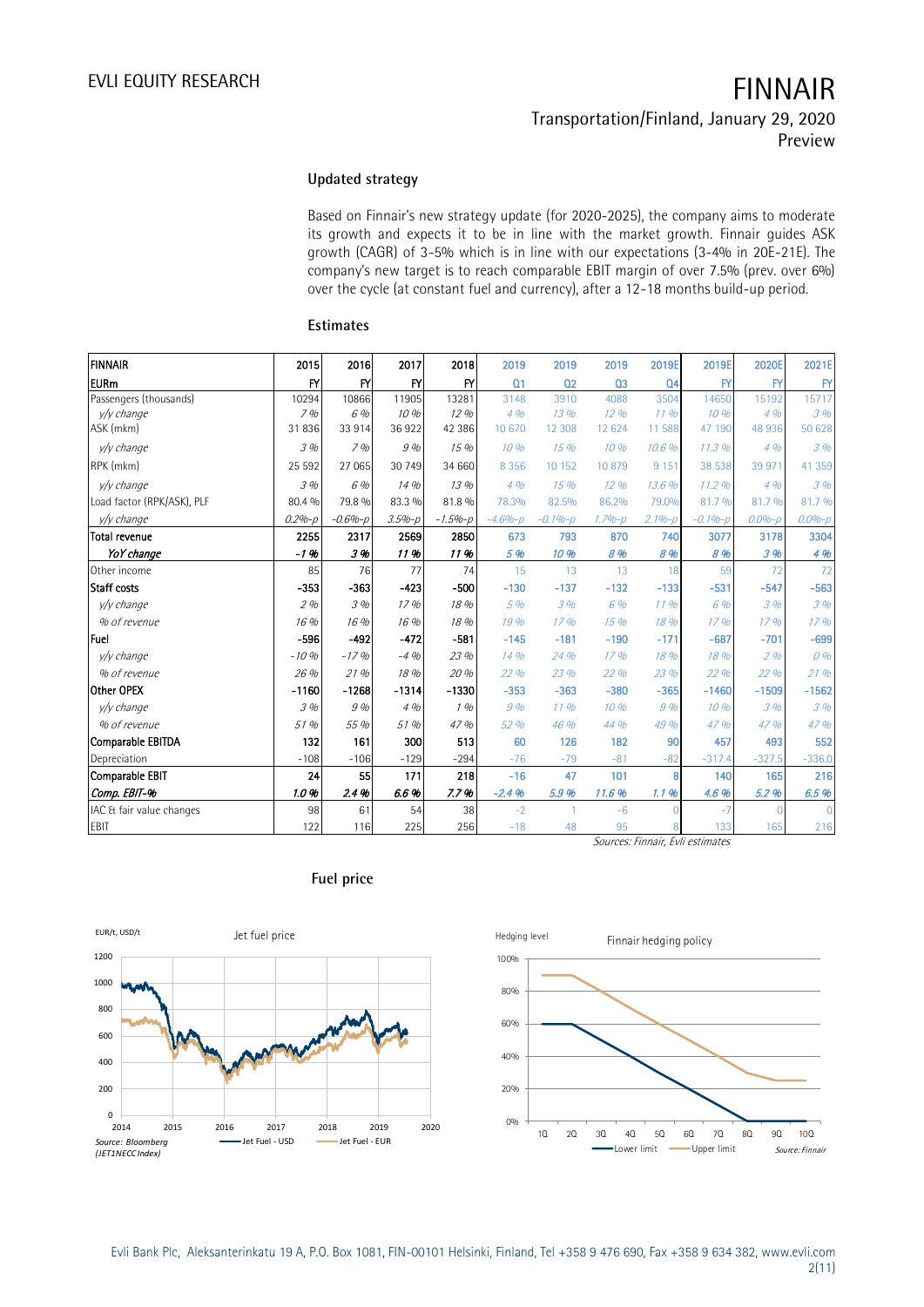## Updated strategy

Based on Finnair's new strategy update (for 2020-2025), the company aims to moderate its growth and expects it to be in line with the market growth. Finnair guides ASK growth (CAGR) of 3-5% which is in line with our expectations (3-4% in 20E-21E). The company's new target is to reach comparable EBIT margin of over 7.5% (prev. over 6%) over the cycle (at constant fuel and currency), after a 12-18 months build-up period.

## Estimates

| FINNAIR | 2015 | 2016 | 2017 | 2018 | 2019 | 2019 | 2019 | 2019E | 2019E | 2020E | 2021E |
|---|---|---|---|---|---|---|---|---|---|---|---|
| EURm | FY | FY | FY | FY | Q1 | Q2 | Q3 | Q4 | FY | FY | FY |
| Passengers (thousands) | 10294 | 10866 | 11905 | 13281 | 3148 | 3910 | 4088 | 3504 | 14650 | 15192 | 15717 |
| *y/y change* | *7 %* | *6 %* | *10 %* | *12 %* | *4 %* | *13 %* | *12 %* | *11 %* | *10 %* | *4 %* | *3 %* |
| ASK (mkm) | 31 836 | 33 914 | 36 922 | 42 386 | 10 670 | 12 308 | 12 624 | 11 588 | 47 190 | 48 936 | 50 628 |
| *y/y change* | *3 %* | *7 %* | *9 %* | *15 %* | *10 %* | *15 %* | *10 %* | *10.6 %* | *11.3 %* | *4 %* | *3 %* |
| RPK (mkm) | 25 592 | 27 065 | 30 749 | 34 660 | 8 356 | 10 152 | 10 879 | 9 151 | 38 538 | 39 971 | 41 359 |
| *y/y change* | *3 %* | *6 %* | *14 %* | *13 %* | *4 %* | *15 %* | *12 %* | *13.6 %* | *11.2 %* | *4 %* | *3 %* |
| Load factor (RPK/ASK), PLF | 80.4 % | 79.8 % | 83.3 % | 81.8 % | 78.3% | 82.5% | 86.2% | 79.0% | 81.7 % | 81.7 % | 81.7 % |
| *y/y change* | *0.2%-p* | *-0.6%-p* | *3.5%-p* | *-1.5%-p* | *-4.6%-p* | *-0.1%-p* | *1.7%-p* | *2.1%-p* | *-0.1%-p* | *0.0%-p* | *0.0%-p* |
| **Total revenue** | **2255** | **2317** | **2569** | **2850** | **673** | **793** | **870** | **740** | **3077** | **3178** | **3304** |
| ***YoY change*** | ***-1 %*** | ***3 %*** | ***11 %*** | ***11 %*** | ***5 %*** | ***10 %*** | ***8 %*** | ***8 %*** | ***8 %*** | ***3 %*** | ***4 %*** |
| Other income | 85 | 76 | 77 | 74 | 15 | 13 | 13 | 18 | 59 | 72 | 72 |
| **Staff costs** | **-353** | **-363** | **-423** | **-500** | **-130** | **-137** | **-132** | **-133** | **-531** | **-547** | **-563** |
| *y/y change* | *2 %* | *3 %* | *17 %* | *18 %* | *5 %* | *3 %* | *6 %* | *11 %* | *6 %* | *3 %* | *3 %* |
| *% of revenue* | *16 %* | *16 %* | *16 %* | *18 %* | *19 %* | *17 %* | *15 %* | *18 %* | *17 %* | *17 %* | *17 %* |
| **Fuel** | **-596** | **-492** | **-472** | **-581** | **-145** | **-181** | **-190** | **-171** | **-687** | **-701** | **-699** |
| *y/y change* | *-10 %* | *-17 %* | *-4 %* | *23 %* | *14 %* | *24 %* | *17 %* | *18 %* | *18 %* | *2 %* | *0 %* |
| *% of revenue* | *26 %* | *21 %* | *18 %* | *20 %* | *22 %* | *23 %* | *22 %* | *23 %* | *22 %* | *22 %* | *21 %* |
| **Other OPEX** | **-1160** | **-1268** | **-1314** | **-1330** | **-353** | **-363** | **-380** | **-365** | **-1460** | **-1509** | **-1562** |
| *y/y change* | *3 %* | *9 %* | *4 %* | *1 %* | *9 %* | *11 %* | *10 %* | *9 %* | *10 %* | *3 %* | *3 %* |
| *% of revenue* | *51 %* | *55 %* | *51 %* | *47 %* | *52 %* | *46 %* | *44 %* | *49 %* | *47 %* | *47 %* | *47 %* |
| **Comparable EBITDA** | **132** | **161** | **300** | **513** | **60** | **126** | **182** | **90** | **457** | **493** | **552** |
| Depreciation | -108 | -106 | -129 | -294 | -76 | -79 | -81 | -82 | -317.4 | -327.5 | -336.0 |
| **Comparable EBIT** | **24** | **55** | **171** | **218** | **-16** | **47** | **101** | **8** | **140** | **165** | **216** |
| ***Comp. EBIT-%*** | ***1.0 %*** | ***2.4 %*** | ***6.6 %*** | ***7.7 %*** | ***-2.4 %*** | ***5.9 %*** | ***11.6 %*** | ***1.1 %*** | ***4.6 %*** | ***5.2 %*** | ***6.5 %*** |
| IAC & fair value changes | 98 | 61 | 54 | 38 | -2 | 1 | -6 | 0 | -7 | 0 | 0 |
| EBIT | 122 | 116 | 225 | 256 | -18 | 48 | 95 | 8 | 133 | 165 | 216 |

*Sources: Finnair, Evli estimates*

## Fuel price

Jet fuel price

EUR/t, USD/t

Jet Fuel - USD; Jet Fuel - EUR

*Source: Bloomberg (JET1NECC Index)*

Finnair hedging policy

Hedging level

Lower limit; Upper limit

*Source: Finnair*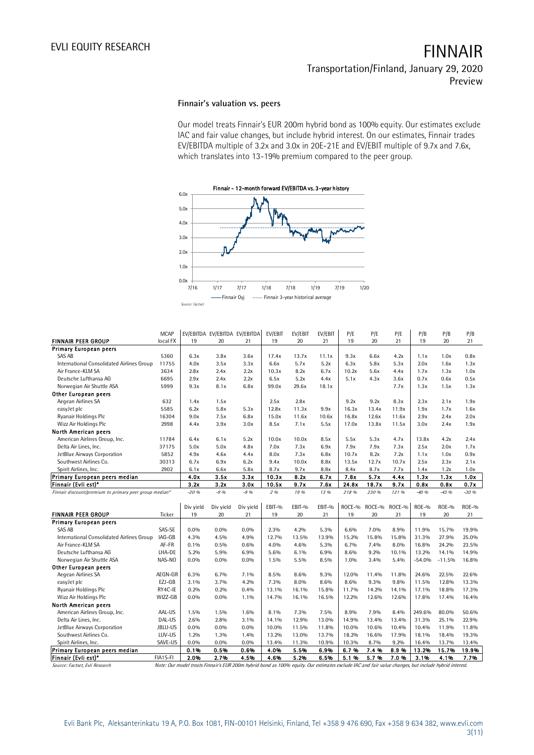### Finnair's valuation vs. peers

Our model treats Finnair's EUR 200m hybrid bond as 100% equity. Our estimates exclude IAC and fair value changes, but include hybrid interest. On our estimates, Finnair trades EV/EBITDA multiple of 3.2x and 3.0x in 20E-21E and EV/EBIT multiple of 9.7x and 7.6x, which translates into 13-19% premium compared to the peer group.

**Finnair - 12-month forward EV/EBITDA vs. 3-year history**

Source: Factset

| FINNAIR PEER GROUP | MCAP local FX | EV/EBITDA 19 | EV/EBITDA 20 | EV/EBITDA 21 | EV/EBIT 19 | EV/EBIT 20 | EV/EBIT 21 | P/E 19 | P/E 20 | P/E 21 | P/B 19 | P/B 20 | P/B 21 |
|---|---|---|---|---|---|---|---|---|---|---|---|---|---|
| **Primary European peers** | | | | | | | | | | | | | |
| SAS AB | 5360 | 6.3x | 3.8x | 3.6x | 17.4x | 13.7x | 11.1x | 9.3x | 6.6x | 4.2x | 1.1x | 1.0x | 0.8x |
| International Consolidated Airlines Group | 11755 | 4.0x | 3.5x | 3.3x | 6.6x | 5.7x | 5.2x | 6.3x | 5.8x | 5.3x | 2.0x | 1.6x | 1.3x |
| Air France-KLM SA | 3634 | 2.8x | 2.4x | 2.2x | 10.3x | 8.2x | 6.7x | 10.2x | 5.6x | 4.4x | 1.7x | 1.3x | 1.0x |
| Deutsche Lufthansa AG | 6695 | 2.9x | 2.4x | 2.2x | 6.5x | 5.2x | 4.4x | 5.1x | 4.3x | 3.6x | 0.7x | 0.6x | 0.5x |
| Norwegian Air Shuttle ASA | 5999 | 9.3x | 8.1x | 6.8x | 99.0x | 29.6x | 18.1x | | | 7.7x | 1.3x | 1.5x | 1.3x |
| **Other European peers** | | | | | | | | | | | | | |
| Aegean Airlines SA | 632 | 1.4x | 1.5x | | 2.5x | 2.8x | | 9.2x | 9.2x | 8.3x | 2.3x | 2.1x | 1.9x |
| easyJet plc | 5585 | 6.2x | 5.8x | 5.3x | 12.8x | 11.3x | 9.9x | 16.3x | 13.4x | 11.9x | 1.9x | 1.7x | 1.6x |
| Ryanair Holdings Plc | 16304 | 9.0x | 7.5x | 6.8x | 15.0x | 11.6x | 10.6x | 16.8x | 12.6x | 11.6x | 2.9x | 2.4x | 2.0x |
| Wizz Air Holdings Plc | 2998 | 4.4x | 3.9x | 3.0x | 8.5x | 7.1x | 5.5x | 17.0x | 13.8x | 11.5x | 3.0x | 2.4x | 1.9x |
| **North American peers** | | | | | | | | | | | | | |
| American Airlines Group, Inc. | 11784 | 6.4x | 6.1x | 5.2x | 10.0x | 10.0x | 8.5x | 5.5x | 5.3x | 4.7x | 13.8x | 4.2x | 2.4x |
| Delta Air Lines, Inc. | 37175 | 5.0x | 5.0x | 4.8x | 7.0x | 7.3x | 6.9x | 7.9x | 7.9x | 7.3x | 2.5x | 2.0x | 1.7x |
| JetBlue Airways Corporation | 5852 | 4.9x | 4.6x | 4.4x | 8.0x | 7.3x | 6.8x | 10.7x | 8.2x | 7.2x | 1.1x | 1.0x | 0.9x |
| Southwest Airlines Co. | 30313 | 6.7x | 6.9x | 6.2x | 9.4x | 10.0x | 8.8x | 13.5x | 12.7x | 10.7x | 2.5x | 2.3x | 2.1x |
| Spirit Airlines, Inc. | 2902 | 6.1x | 6.6x | 5.8x | 8.7x | 9.7x | 8.8x | 8.4x | 8.7x | 7.7x | 1.4x | 1.2x | 1.0x |
| **Primary European peers median** | | **4.0x** | **3.5x** | **3.3x** | **10.3x** | **8.2x** | **6.7x** | **7.8x** | **5.7x** | **4.4x** | **1.3x** | **1.3x** | **1.0x** |
| **Finnair (Evli est)*** | | **3.2x** | **3.2x** | **3.0x** | **10.5x** | **9.7x** | **7.6x** | **24.8x** | **18.7x** | **9.7x** | **0.8x** | **0.8x** | **0.7x** |
| *Finnair discount/premium to primary peer group median** | | *-20 %* | *-9 %* | *-9 %* | *2 %* | *19 %* | *13 %* | *218 %* | *230 %* | *121 %* | *-40 %* | *-43 %* | *-30 %* |

| FINNAIR PEER GROUP | Ticker | Div yield 19 | Div yield 20 | Div yield 21 | EBIT-% 19 | EBIT-% 20 | EBIT-% 21 | ROCE-% 19 | ROCE-% 20 | ROCE-% 21 | ROE-% 19 | ROE-% 20 | ROE-% 21 |
|---|---|---|---|---|---|---|---|---|---|---|---|---|---|
| **Primary European peers** | | | | | | | | | | | | | |
| SAS AB | SAS-SE | 0.0% | 0.0% | 0.0% | 2.3% | 4.2% | 5.3% | 6.6% | 7.0% | 8.9% | 11.9% | 15.7% | 19.9% |
| International Consolidated Airlines Group | IAG-GB | 4.3% | 4.5% | 4.9% | 12.7% | 13.5% | 13.9% | 15.2% | 15.8% | 15.8% | 31.3% | 27.9% | 25.0% |
| Air France-KLM SA | AF-FR | 0.1% | 0.5% | 0.6% | 4.0% | 4.6% | 5.3% | 6.7% | 7.4% | 8.0% | 16.8% | 24.2% | 23.5% |
| Deutsche Lufthansa AG | LHA-DE | 5.2% | 5.9% | 6.9% | 5.6% | 6.1% | 6.9% | 8.6% | 9.2% | 10.1% | 13.2% | 14.1% | 14.9% |
| Norwegian Air Shuttle ASA | NAS-NO | 0.0% | 0.0% | 0.0% | 1.5% | 5.5% | 8.5% | 1.0% | 3.4% | 5.4% | -54.0% | -11.5% | 16.8% |
| **Other European peers** | | | | | | | | | | | | | |
| Aegean Airlines SA | AEGN-GR | 6.3% | 6.7% | 7.1% | 8.5% | 8.6% | 9.3% | 12.0% | 11.4% | 11.8% | 24.6% | 22.5% | 22.6% |
| easyJet plc | EZJ-GB | 3.1% | 3.7% | 4.2% | 7.3% | 8.0% | 8.6% | 8.6% | 9.3% | 9.8% | 11.5% | 12.8% | 13.3% |
| Ryanair Holdings Plc | RY4C-IE | 0.2% | 0.2% | 0.4% | 13.1% | 16.1% | 15.8% | 11.7% | 14.2% | 14.1% | 17.1% | 18.8% | 17.3% |
| Wizz Air Holdings Plc | WIZZ-GB | 0.0% | 0.0% | 1.1% | 14.7% | 16.1% | 16.5% | 12.2% | 12.6% | 12.6% | 17.8% | 17.4% | 16.4% |
| **North American peers** | | | | | | | | | | | | | |
| American Airlines Group, Inc. | AAL-US | 1.5% | 1.5% | 1.6% | 8.1% | 7.3% | 7.5% | 8.9% | 7.9% | 8.4% | 249.6% | 80.0% | 50.6% |
| Delta Air Lines, Inc. | DAL-US | 2.6% | 2.8% | 3.1% | 14.1% | 12.9% | 13.0% | 14.9% | 13.4% | 13.4% | 31.3% | 25.1% | 22.9% |
| JetBlue Airways Corporation | JBLU-US | 0.0% | 0.0% | 0.0% | 10.0% | 11.5% | 11.8% | 10.0% | 10.6% | 10.4% | 10.4% | 11.9% | 11.8% |
| Southwest Airlines Co. | LUV-US | 1.2% | 1.3% | 1.4% | 13.2% | 13.0% | 13.7% | 18.2% | 16.6% | 17.9% | 18.1% | 18.4% | 19.3% |
| Spirit Airlines, Inc. | SAVE-US | 0.0% | 0.0% | 0.0% | 13.4% | 11.3% | 10.9% | 10.3% | 8.7% | 9.2% | 16.4% | 13.7% | 13.4% |
| **Primary European peers median** | | **0.1%** | **0.5%** | **0.6%** | **4.0%** | **5.5%** | **6.9%** | **6.7 %** | **7.4 %** | **8.9 %** | **13.2%** | **15.7%** | **19.9%** |
| **Finnair (Evli est)*** | FIA1S-FI | **2.0%** | **2.7%** | **4.5%** | **4.6%** | **5.2%** | **6.5%** | **5.1 %** | **5.7 %** | **7.0 %** | **3.1%** | **4.1%** | **7.7%** |

Source: Factset, Evli Research

*Note: Our model treats Finnair's EUR 200m hybrid bond as 100% equity. Our estimates exclude IAC and fair value changes, but include hybrid interest.*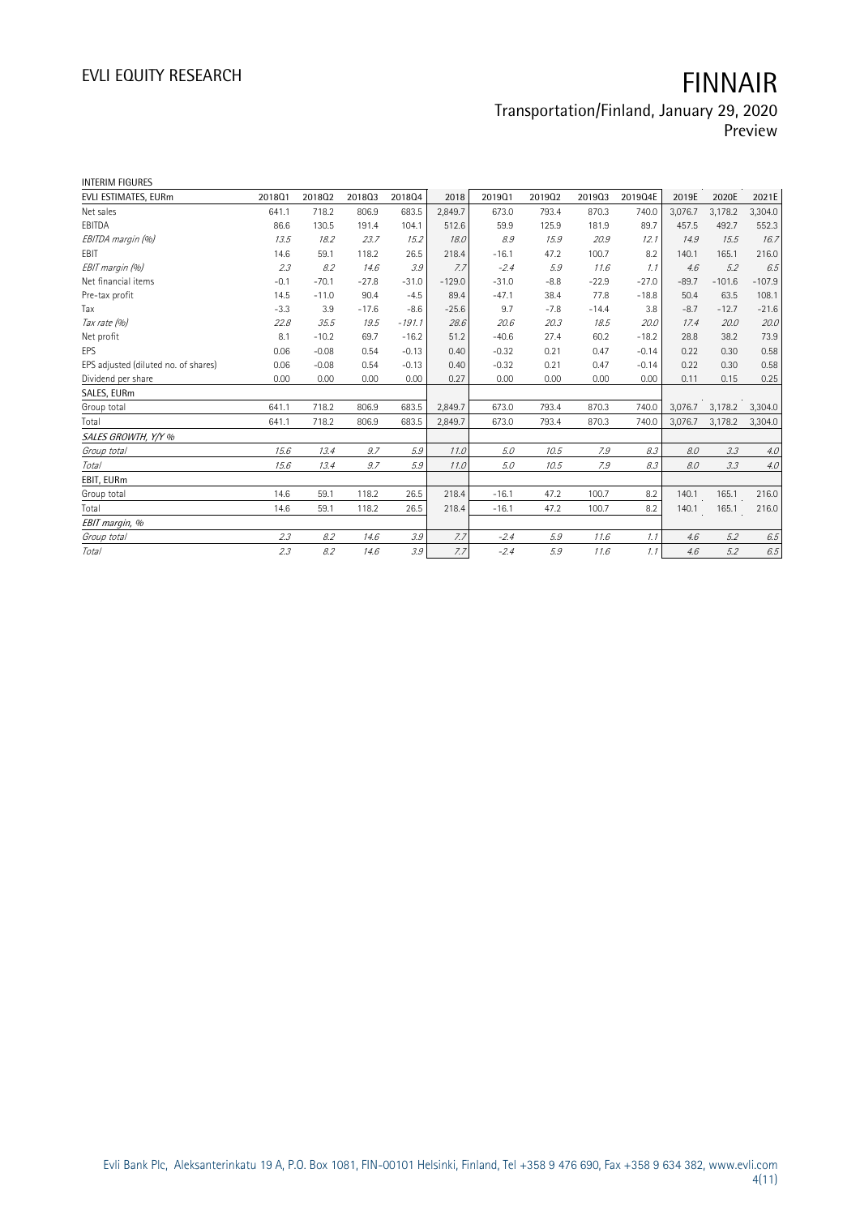INTERIM FIGURES

| EVLI ESTIMATES, EURm | 2018Q1 | 2018Q2 | 2018Q3 | 2018Q4 | 2018 | 2019Q1 | 2019Q2 | 2019Q3 | 2019Q4E | 2019E | 2020E | 2021E |
|---|---|---|---|---|---|---|---|---|---|---|---|---|
| Net sales | 641.1 | 718.2 | 806.9 | 683.5 | 2,849.7 | 673.0 | 793.4 | 870.3 | 740.0 | 3,076.7 | 3,178.2 | 3,304.0 |
| EBITDA | 86.6 | 130.5 | 191.4 | 104.1 | 512.6 | 59.9 | 125.9 | 181.9 | 89.7 | 457.5 | 492.7 | 552.3 |
| *EBITDA margin (%)* | *13.5* | *18.2* | *23.7* | *15.2* | *18.0* | *8.9* | *15.9* | *20.9* | *12.1* | *14.9* | *15.5* | *16.7* |
| EBIT | 14.6 | 59.1 | 118.2 | 26.5 | 218.4 | -16.1 | 47.2 | 100.7 | 8.2 | 140.1 | 165.1 | 216.0 |
| *EBIT margin (%)* | *2.3* | *8.2* | *14.6* | *3.9* | *7.7* | *-2.4* | *5.9* | *11.6* | *1.1* | *4.6* | *5.2* | *6.5* |
| Net financial items | -0.1 | -70.1 | -27.8 | -31.0 | -129.0 | -31.0 | -8.8 | -22.9 | -27.0 | -89.7 | -101.6 | -107.9 |
| Pre-tax profit | 14.5 | -11.0 | 90.4 | -4.5 | 89.4 | -47.1 | 38.4 | 77.8 | -18.8 | 50.4 | 63.5 | 108.1 |
| Tax | -3.3 | 3.9 | -17.6 | -8.6 | -25.6 | 9.7 | -7.8 | -14.4 | 3.8 | -8.7 | -12.7 | -21.6 |
| *Tax rate (%)* | *22.8* | *35.5* | *19.5* | *-191.1* | *28.6* | *20.6* | *20.3* | *18.5* | *20.0* | *17.4* | *20.0* | *20.0* |
| Net profit | 8.1 | -10.2 | 69.7 | -16.2 | 51.2 | -40.6 | 27.4 | 60.2 | -18.2 | 28.8 | 38.2 | 73.9 |
| EPS | 0.06 | -0.08 | 0.54 | -0.13 | 0.40 | -0.32 | 0.21 | 0.47 | -0.14 | 0.22 | 0.30 | 0.58 |
| EPS adjusted (diluted no. of shares) | 0.06 | -0.08 | 0.54 | -0.13 | 0.40 | -0.32 | 0.21 | 0.47 | -0.14 | 0.22 | 0.30 | 0.58 |
| Dividend per share | 0.00 | 0.00 | 0.00 | 0.00 | 0.27 | 0.00 | 0.00 | 0.00 | 0.00 | 0.11 | 0.15 | 0.25 |
| SALES, EURm | | | | | | | | | | | | |
| Group total | 641.1 | 718.2 | 806.9 | 683.5 | 2,849.7 | 673.0 | 793.4 | 870.3 | 740.0 | 3,076.7 | 3,178.2 | 3,304.0 |
| Total | 641.1 | 718.2 | 806.9 | 683.5 | 2,849.7 | 673.0 | 793.4 | 870.3 | 740.0 | 3,076.7 | 3,178.2 | 3,304.0 |
| *SALES GROWTH, Y/Y %* | | | | | | | | | | | | |
| *Group total* | *15.6* | *13.4* | *9.7* | *5.9* | *11.0* | *5.0* | *10.5* | *7.9* | *8.3* | *8.0* | *3.3* | *4.0* |
| *Total* | *15.6* | *13.4* | *9.7* | *5.9* | *11.0* | *5.0* | *10.5* | *7.9* | *8.3* | *8.0* | *3.3* | *4.0* |
| EBIT, EURm | | | | | | | | | | | | |
| Group total | 14.6 | 59.1 | 118.2 | 26.5 | 218.4 | -16.1 | 47.2 | 100.7 | 8.2 | 140.1 | 165.1 | 216.0 |
| Total | 14.6 | 59.1 | 118.2 | 26.5 | 218.4 | -16.1 | 47.2 | 100.7 | 8.2 | 140.1 | 165.1 | 216.0 |
| *EBIT margin, %* | | | | | | | | | | | | |
| *Group total* | *2.3* | *8.2* | *14.6* | *3.9* | *7.7* | *-2.4* | *5.9* | *11.6* | *1.1* | *4.6* | *5.2* | *6.5* |
| *Total* | *2.3* | *8.2* | *14.6* | *3.9* | *7.7* | *-2.4* | *5.9* | *11.6* | *1.1* | *4.6* | *5.2* | *6.5* |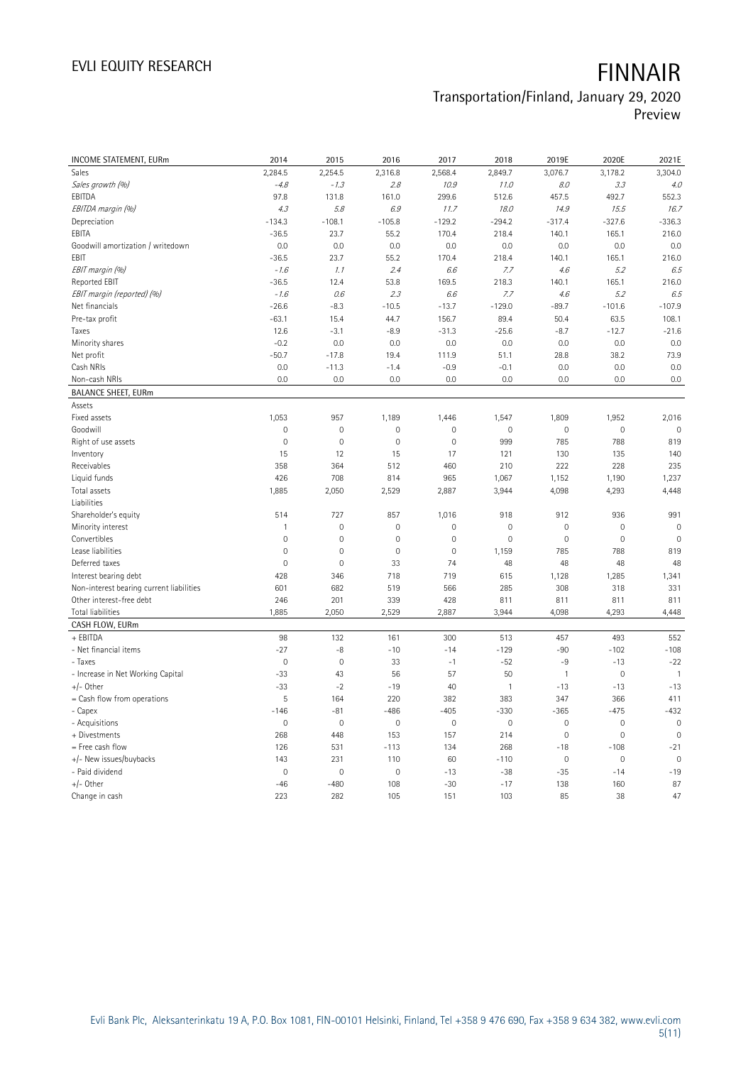# EVLI EQUITY RESEARCH

# FINNAIR

## Transportation/Finland, January 29, 2020
Preview

| INCOME STATEMENT, EURm | 2014 | 2015 | 2016 | 2017 | 2018 | 2019E | 2020E | 2021E |
|---|---|---|---|---|---|---|---|---|
| Sales | 2,284.5 | 2,254.5 | 2,316.8 | 2,568.4 | 2,849.7 | 3,076.7 | 3,178.2 | 3,304.0 |
| *Sales growth (%)* | *-4.8* | *-1.3* | *2.8* | *10.9* | *11.0* | *8.0* | *3.3* | *4.0* |
| EBITDA | 97.8 | 131.8 | 161.0 | 299.6 | 512.6 | 457.5 | 492.7 | 552.3 |
| *EBITDA margin (%)* | *4.3* | *5.8* | *6.9* | *11.7* | *18.0* | *14.9* | *15.5* | *16.7* |
| Depreciation | -134.3 | -108.1 | -105.8 | -129.2 | -294.2 | -317.4 | -327.6 | -336.3 |
| EBITA | -36.5 | 23.7 | 55.2 | 170.4 | 218.4 | 140.1 | 165.1 | 216.0 |
| Goodwill amortization / writedown | 0.0 | 0.0 | 0.0 | 0.0 | 0.0 | 0.0 | 0.0 | 0.0 |
| EBIT | -36.5 | 23.7 | 55.2 | 170.4 | 218.4 | 140.1 | 165.1 | 216.0 |
| *EBIT margin (%)* | *-1.6* | *1.1* | *2.4* | *6.6* | *7.7* | *4.6* | *5.2* | *6.5* |
| Reported EBIT | -36.5 | 12.4 | 53.8 | 169.5 | 218.3 | 140.1 | 165.1 | 216.0 |
| *EBIT margin (reported) (%)* | *-1.6* | *0.6* | *2.3* | *6.6* | *7.7* | *4.6* | *5.2* | *6.5* |
| Net financials | -26.6 | -8.3 | -10.5 | -13.7 | -129.0 | -89.7 | -101.6 | -107.9 |
| Pre-tax profit | -63.1 | 15.4 | 44.7 | 156.7 | 89.4 | 50.4 | 63.5 | 108.1 |
| Taxes | 12.6 | -3.1 | -8.9 | -31.3 | -25.6 | -8.7 | -12.7 | -21.6 |
| Minority shares | -0.2 | 0.0 | 0.0 | 0.0 | 0.0 | 0.0 | 0.0 | 0.0 |
| Net profit | -50.7 | -17.8 | 19.4 | 111.9 | 51.1 | 28.8 | 38.2 | 73.9 |
| Cash NRIs | 0.0 | -11.3 | -1.4 | -0.9 | -0.1 | 0.0 | 0.0 | 0.0 |
| Non-cash NRIs | 0.0 | 0.0 | 0.0 | 0.0 | 0.0 | 0.0 | 0.0 | 0.0 |
| **BALANCE SHEET, EURm** | | | | | | | | |
| Assets | | | | | | | | |
| Fixed assets | 1,053 | 957 | 1,189 | 1,446 | 1,547 | 1,809 | 1,952 | 2,016 |
| Goodwill | 0 | 0 | 0 | 0 | 0 | 0 | 0 | 0 |
| Right of use assets | 0 | 0 | 0 | 0 | 999 | 785 | 788 | 819 |
| Inventory | 15 | 12 | 15 | 17 | 121 | 130 | 135 | 140 |
| Receivables | 358 | 364 | 512 | 460 | 210 | 222 | 228 | 235 |
| Liquid funds | 426 | 708 | 814 | 965 | 1,067 | 1,152 | 1,190 | 1,237 |
| Total assets | 1,885 | 2,050 | 2,529 | 2,887 | 3,944 | 4,098 | 4,293 | 4,448 |
| Liabilities | | | | | | | | |
| Shareholder's equity | 514 | 727 | 857 | 1,016 | 918 | 912 | 936 | 991 |
| Minority interest | 1 | 0 | 0 | 0 | 0 | 0 | 0 | 0 |
| Convertibles | 0 | 0 | 0 | 0 | 0 | 0 | 0 | 0 |
| Lease liabilities | 0 | 0 | 0 | 0 | 1,159 | 785 | 788 | 819 |
| Deferred taxes | 0 | 0 | 33 | 74 | 48 | 48 | 48 | 48 |
| Interest bearing debt | 428 | 346 | 718 | 719 | 615 | 1,128 | 1,285 | 1,341 |
| Non-interest bearing current liabilities | 601 | 682 | 519 | 566 | 285 | 308 | 318 | 331 |
| Other interest-free debt | 246 | 201 | 339 | 428 | 811 | 811 | 811 | 811 |
| Total liabilities | 1,885 | 2,050 | 2,529 | 2,887 | 3,944 | 4,098 | 4,293 | 4,448 |
| **CASH FLOW, EURm** | | | | | | | | |
| + EBITDA | 98 | 132 | 161 | 300 | 513 | 457 | 493 | 552 |
| - Net financial items | -27 | -8 | -10 | -14 | -129 | -90 | -102 | -108 |
| - Taxes | 0 | 0 | 33 | -1 | -52 | -9 | -13 | -22 |
| - Increase in Net Working Capital | -33 | 43 | 56 | 57 | 50 | 1 | 0 | 1 |
| +/- Other | -33 | -2 | -19 | 40 | 1 | -13 | -13 | -13 |
| = Cash flow from operations | 5 | 164 | 220 | 382 | 383 | 347 | 366 | 411 |
| - Capex | -146 | -81 | -486 | -405 | -330 | -365 | -475 | -432 |
| - Acquisitions | 0 | 0 | 0 | 0 | 0 | 0 | 0 | 0 |
| + Divestments | 268 | 448 | 153 | 157 | 214 | 0 | 0 | 0 |
| = Free cash flow | 126 | 531 | -113 | 134 | 268 | -18 | -108 | -21 |
| +/- New issues/buybacks | 143 | 231 | 110 | 60 | -110 | 0 | 0 | 0 |
| - Paid dividend | 0 | 0 | 0 | -13 | -38 | -35 | -14 | -19 |
| +/- Other | -46 | -480 | 108 | -30 | -17 | 138 | 160 | 87 |
| Change in cash | 223 | 282 | 105 | 151 | 103 | 85 | 38 | 47 |

Evli Bank Plc, Aleksanterinkatu 19 A, P.O. Box 1081, FIN-00101 Helsinki, Finland, Tel +358 9 476 690, Fax +358 9 634 382, www.evli.com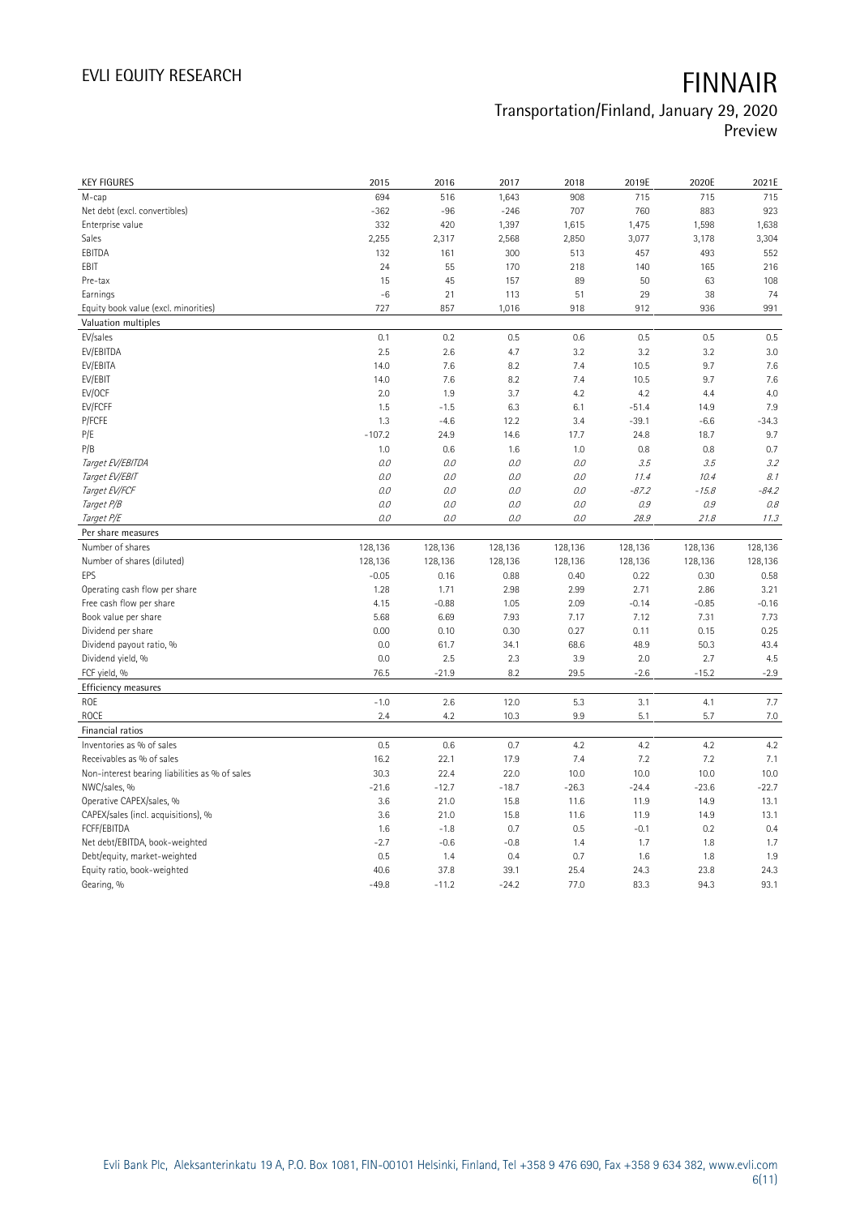| KEY FIGURES | 2015 | 2016 | 2017 | 2018 | 2019E | 2020E | 2021E |
|---|---|---|---|---|---|---|---|
| M-cap | 694 | 516 | 1,643 | 908 | 715 | 715 | 715 |
| Net debt (excl. convertibles) | -362 | -96 | -246 | 707 | 760 | 883 | 923 |
| Enterprise value | 332 | 420 | 1,397 | 1,615 | 1,475 | 1,598 | 1,638 |
| Sales | 2,255 | 2,317 | 2,568 | 2,850 | 3,077 | 3,178 | 3,304 |
| EBITDA | 132 | 161 | 300 | 513 | 457 | 493 | 552 |
| EBIT | 24 | 55 | 170 | 218 | 140 | 165 | 216 |
| Pre-tax | 15 | 45 | 157 | 89 | 50 | 63 | 108 |
| Earnings | -6 | 21 | 113 | 51 | 29 | 38 | 74 |
| Equity book value (excl. minorities) | 727 | 857 | 1,016 | 918 | 912 | 936 | 991 |
| **Valuation multiples** | | | | | | | |
| EV/sales | 0.1 | 0.2 | 0.5 | 0.6 | 0.5 | 0.5 | 0.5 |
| EV/EBITDA | 2.5 | 2.6 | 4.7 | 3.2 | 3.2 | 3.2 | 3.0 |
| EV/EBITA | 14.0 | 7.6 | 8.2 | 7.4 | 10.5 | 9.7 | 7.6 |
| EV/EBIT | 14.0 | 7.6 | 8.2 | 7.4 | 10.5 | 9.7 | 7.6 |
| EV/OCF | 2.0 | 1.9 | 3.7 | 4.2 | 4.2 | 4.4 | 4.0 |
| EV/FCFF | 1.5 | -1.5 | 6.3 | 6.1 | -51.4 | 14.9 | 7.9 |
| P/FCFE | 1.3 | -4.6 | 12.2 | 3.4 | -39.1 | -6.6 | -34.3 |
| P/E | -107.2 | 24.9 | 14.6 | 17.7 | 24.8 | 18.7 | 9.7 |
| P/B | 1.0 | 0.6 | 1.6 | 1.0 | 0.8 | 0.8 | 0.7 |
| *Target EV/EBITDA* | *0.0* | *0.0* | *0.0* | *0.0* | *3.5* | *3.5* | *3.2* |
| *Target EV/EBIT* | *0.0* | *0.0* | *0.0* | *0.0* | *11.4* | *10.4* | *8.1* |
| *Target EV/FCF* | *0.0* | *0.0* | *0.0* | *0.0* | *-87.2* | *-15.8* | *-84.2* |
| *Target P/B* | *0.0* | *0.0* | *0.0* | *0.0* | *0.9* | *0.9* | *0.8* |
| *Target P/E* | *0.0* | *0.0* | *0.0* | *0.0* | *28.9* | *21.8* | *11.3* |
| **Per share measures** | | | | | | | |
| Number of shares | 128,136 | 128,136 | 128,136 | 128,136 | 128,136 | 128,136 | 128,136 |
| Number of shares (diluted) | 128,136 | 128,136 | 128,136 | 128,136 | 128,136 | 128,136 | 128,136 |
| EPS | -0.05 | 0.16 | 0.88 | 0.40 | 0.22 | 0.30 | 0.58 |
| Operating cash flow per share | 1.28 | 1.71 | 2.98 | 2.99 | 2.71 | 2.86 | 3.21 |
| Free cash flow per share | 4.15 | -0.88 | 1.05 | 2.09 | -0.14 | -0.85 | -0.16 |
| Book value per share | 5.68 | 6.69 | 7.93 | 7.17 | 7.12 | 7.31 | 7.73 |
| Dividend per share | 0.00 | 0.10 | 0.30 | 0.27 | 0.11 | 0.15 | 0.25 |
| Dividend payout ratio, % | 0.0 | 61.7 | 34.1 | 68.6 | 48.9 | 50.3 | 43.4 |
| Dividend yield, % | 0.0 | 2.5 | 2.3 | 3.9 | 2.0 | 2.7 | 4.5 |
| FCF yield, % | 76.5 | -21.9 | 8.2 | 29.5 | -2.6 | -15.2 | -2.9 |
| **Efficiency measures** | | | | | | | |
| ROE | -1.0 | 2.6 | 12.0 | 5.3 | 3.1 | 4.1 | 7.7 |
| ROCE | 2.4 | 4.2 | 10.3 | 9.9 | 5.1 | 5.7 | 7.0 |
| **Financial ratios** | | | | | | | |
| Inventories as % of sales | 0.5 | 0.6 | 0.7 | 4.2 | 4.2 | 4.2 | 4.2 |
| Receivables as % of sales | 16.2 | 22.1 | 17.9 | 7.4 | 7.2 | 7.2 | 7.1 |
| Non-interest bearing liabilities as % of sales | 30.3 | 22.4 | 22.0 | 10.0 | 10.0 | 10.0 | 10.0 |
| NWC/sales, % | -21.6 | -12.7 | -18.7 | -26.3 | -24.4 | -23.6 | -22.7 |
| Operative CAPEX/sales, % | 3.6 | 21.0 | 15.8 | 11.6 | 11.9 | 14.9 | 13.1 |
| CAPEX/sales (incl. acquisitions), % | 3.6 | 21.0 | 15.8 | 11.6 | 11.9 | 14.9 | 13.1 |
| FCFF/EBITDA | 1.6 | -1.8 | 0.7 | 0.5 | -0.1 | 0.2 | 0.4 |
| Net debt/EBITDA, book-weighted | -2.7 | -0.6 | -0.8 | 1.4 | 1.7 | 1.8 | 1.7 |
| Debt/equity, market-weighted | 0.5 | 1.4 | 0.4 | 0.7 | 1.6 | 1.8 | 1.9 |
| Equity ratio, book-weighted | 40.6 | 37.8 | 39.1 | 25.4 | 24.3 | 23.8 | 24.3 |
| Gearing, % | -49.8 | -11.2 | -24.2 | 77.0 | 83.3 | 94.3 | 93.1 |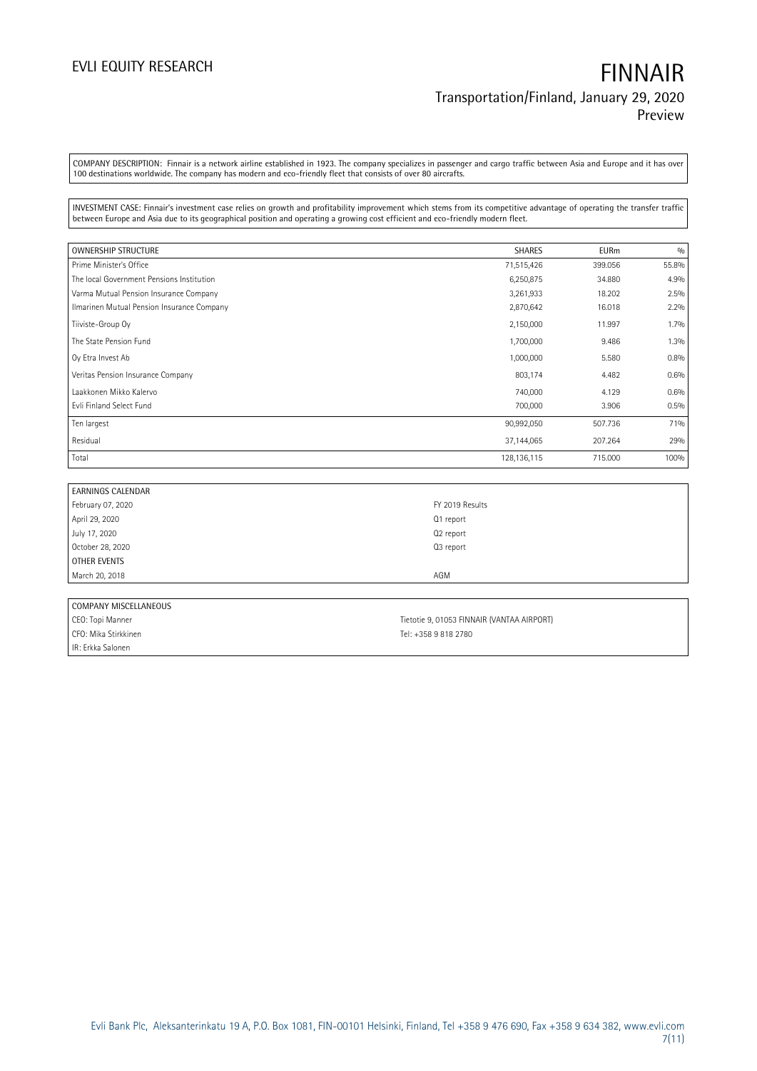COMPANY DESCRIPTION: Finnair is a network airline established in 1923. The company specializes in passenger and cargo traffic between Asia and Europe and it has over 100 destinations worldwide. The company has modern and eco-friendly fleet that consists of over 80 aircrafts.

INVESTMENT CASE: Finnair's investment case relies on growth and profitability improvement which stems from its competitive advantage of operating the transfer traffic between Europe and Asia due to its geographical position and operating a growing cost efficient and eco-friendly modern fleet.

| OWNERSHIP STRUCTURE | SHARES | EURm | % |
|---|---|---|---|
| Prime Minister's Office | 71,515,426 | 399.056 | 55.8% |
| The local Government Pensions Institution | 6,250,875 | 34.880 | 4.9% |
| Varma Mutual Pension Insurance Company | 3,261,933 | 18.202 | 2.5% |
| Ilmarinen Mutual Pension Insurance Company | 2,870,642 | 16.018 | 2.2% |
| Tiiviste-Group Oy | 2,150,000 | 11.997 | 1.7% |
| The State Pension Fund | 1,700,000 | 9.486 | 1.3% |
| Oy Etra Invest Ab | 1,000,000 | 5.580 | 0.8% |
| Veritas Pension Insurance Company | 803,174 | 4.482 | 0.6% |
| Laakkonen Mikko Kalervo | 740,000 | 4.129 | 0.6% |
| Evli Finland Select Fund | 700,000 | 3.906 | 0.5% |
| Ten largest | 90,992,050 | 507.736 | 71% |
| Residual | 37,144,065 | 207.264 | 29% |
| Total | 128,136,115 | 715.000 | 100% |

| EARNINGS CALENDAR | |
|---|---|
| February 07, 2020 | FY 2019 Results |
| April 29, 2020 | Q1 report |
| July 17, 2020 | Q2 report |
| October 28, 2020 | Q3 report |
| OTHER EVENTS | |
| March 20, 2018 | AGM |

| COMPANY MISCELLANEOUS | |
|---|---|
| CEO: Topi Manner | Tietotie 9, 01053 FINNAIR (VANTAA AIRPORT) |
| CFO: Mika Stirkkinen | Tel: +358 9 818 2780 |
| IR: Erkka Salonen | |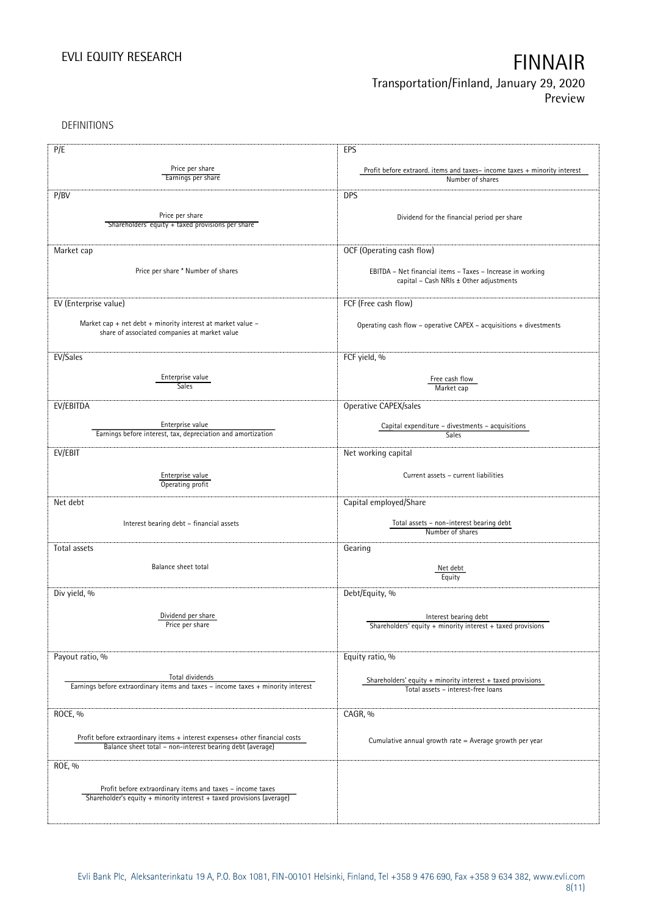DEFINITIONS

| P/E | EPS |
|---|---|
| $\frac{\text{Price per share}}{\text{Earnings per share}}$ | $\frac{\text{Profit before extraord. items and taxes– income taxes + minority interest}}{\text{Number of shares}}$ |
| **P/BV** | **DPS** |
| $\frac{\text{Price per share}}{\text{Shareholders' equity + taxed provisions per share}}$ | Dividend for the financial period per share |
| **Market cap** | **OCF (Operating cash flow)** |
| Price per share * Number of shares | EBITDA – Net financial items – Taxes – Increase in working capital – Cash NRIs ± Other adjustments |
| **EV (Enterprise value)** | **FCF (Free cash flow)** |
| Market cap + net debt + minority interest at market value – share of associated companies at market value | Operating cash flow – operative CAPEX – acquisitions + divestments |
| **EV/Sales** | **FCF yield, %** |
| $\frac{\text{Enterprise value}}{\text{Sales}}$ | $\frac{\text{Free cash flow}}{\text{Market cap}}$ |
| **EV/EBITDA** | **Operative CAPEX/sales** |
| $\frac{\text{Enterprise value}}{\text{Earnings before interest, tax, depreciation and amortization}}$ | $\frac{\text{Capital expenditure – divestments – acquisitions}}{\text{Sales}}$ |
| **EV/EBIT** | **Net working capital** |
| $\frac{\text{Enterprise value}}{\text{Operating profit}}$ | Current assets – current liabilities |
| **Net debt** | **Capital employed/Share** |
| Interest bearing debt – financial assets | $\frac{\text{Total assets – non-interest bearing debt}}{\text{Number of shares}}$ |
| **Total assets** | **Gearing** |
| Balance sheet total | $\frac{\text{Net debt}}{\text{Equity}}$ |
| **Div yield, %** | **Debt/Equity, %** |
| $\frac{\text{Dividend per share}}{\text{Price per share}}$ | $\frac{\text{Interest bearing debt}}{\text{Shareholders' equity + minority interest + taxed provisions}}$ |
| **Payout ratio, %** | **Equity ratio, %** |
| $\frac{\text{Total dividends}}{\text{Earnings before extraordinary items and taxes – income taxes + minority interest}}$ | $\frac{\text{Shareholders' equity + minority interest + taxed provisions}}{\text{Total assets – interest-free loans}}$ |
| **ROCE, %** | **CAGR, %** |
| $\frac{\text{Profit before extraordinary items + interest expenses+ other financial costs}}{\text{Balance sheet total – non-interest bearing debt (average)}}$ | Cumulative annual growth rate = Average growth per year |
| **ROE, %** | |
| $\frac{\text{Profit before extraordinary items and taxes – income taxes}}{\text{Shareholder's equity + minority interest + taxed provisions (average)}}$ | |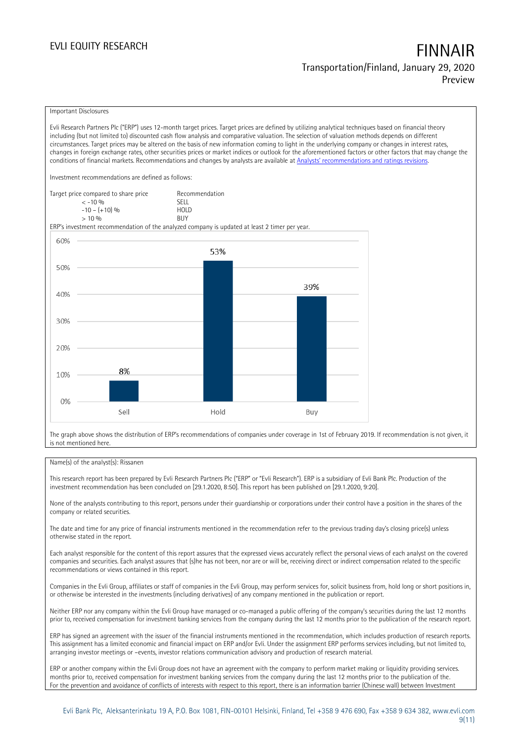Important Disclosures

Evli Research Partners Plc ("ERP") uses 12-month target prices. Target prices are defined by utilizing analytical techniques based on financial theory including (but not limited to) discounted cash flow analysis and comparative valuation. The selection of valuation methods depends on different circumstances. Target prices may be altered on the basis of new information coming to light in the underlying company or changes in interest rates, changes in foreign exchange rates, other securities prices or market indices or outlook for the aforementioned factors or other factors that may change the conditions of financial markets. Recommendations and changes by analysts are available at [Analysts' recommendations and ratings revisions](#).

Investment recommendations are defined as follows:

| Target price compared to share price | Recommendation |
| --- | --- |
| < -10 % | SELL |
| -10 – (+10) % | HOLD |
| > 10 % | BUY |

ERP's investment recommendation of the analyzed company is updated at least 2 timer per year.

| | Sell | Hold | Buy |
| --- | --- | --- | --- |
| Share | 8% | 53% | 39% |

The graph above shows the distribution of ERP's recommendations of companies under coverage in 1st of February 2019. If recommendation is not given, it is not mentioned here.

Name(s) of the analyst(s): Rissanen

This research report has been prepared by Evli Research Partners Plc ("ERP" or "Evli Research"). ERP is a subsidiary of Evli Bank Plc. Production of the investment recommendation has been concluded on [29.1.2020, 8:50]. This report has been published on [29.1.2020, 9:20].

None of the analysts contributing to this report, persons under their guardianship or corporations under their control have a position in the shares of the company or related securities.

The date and time for any price of financial instruments mentioned in the recommendation refer to the previous trading day's closing price(s) unless otherwise stated in the report.

Each analyst responsible for the content of this report assures that the expressed views accurately reflect the personal views of each analyst on the covered companies and securities. Each analyst assures that (s)he has not been, nor are or will be, receiving direct or indirect compensation related to the specific recommendations or views contained in this report.

Companies in the Evli Group, affiliates or staff of companies in the Evli Group, may perform services for, solicit business from, hold long or short positions in, or otherwise be interested in the investments (including derivatives) of any company mentioned in the publication or report.

Neither ERP nor any company within the Evli Group have managed or co-managed a public offering of the company's securities during the last 12 months prior to, received compensation for investment banking services from the company during the last 12 months prior to the publication of the research report.

ERP has signed an agreement with the issuer of the financial instruments mentioned in the recommendation, which includes production of research reports. This assignment has a limited economic and financial impact on ERP and/or Evli. Under the assignment ERP performs services including, but not limited to, arranging investor meetings or –events, investor relations communication advisory and production of research material.

ERP or another company within the Evli Group does not have an agreement with the company to perform market making or liquidity providing services. months prior to, received compensation for investment banking services from the company during the last 12 months prior to the publication of the.
For the prevention and avoidance of conflicts of interests with respect to this report, there is an information barrier (Chinese wall) between Investment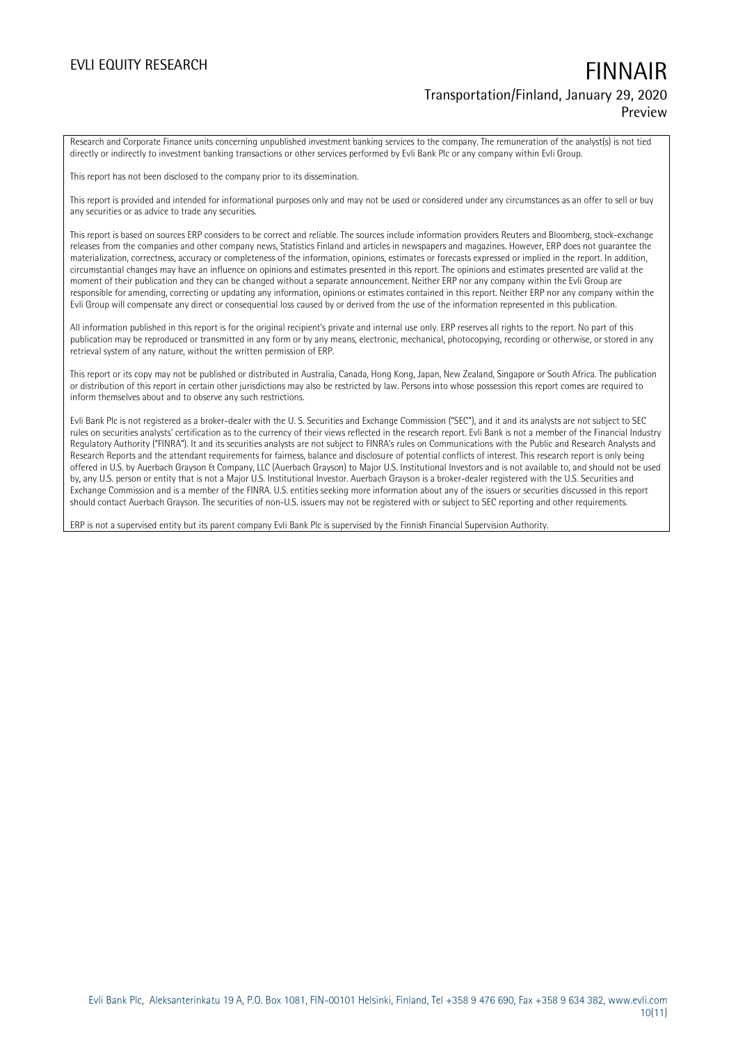Research and Corporate Finance units concerning unpublished investment banking services to the company. The remuneration of the analyst(s) is not tied directly or indirectly to investment banking transactions or other services performed by Evli Bank Plc or any company within Evli Group.

This report has not been disclosed to the company prior to its dissemination.

This report is provided and intended for informational purposes only and may not be used or considered under any circumstances as an offer to sell or buy any securities or as advice to trade any securities.

This report is based on sources ERP considers to be correct and reliable. The sources include information providers Reuters and Bloomberg, stock-exchange releases from the companies and other company news, Statistics Finland and articles in newspapers and magazines. However, ERP does not guarantee the materialization, correctness, accuracy or completeness of the information, opinions, estimates or forecasts expressed or implied in the report. In addition, circumstantial changes may have an influence on opinions and estimates presented in this report. The opinions and estimates presented are valid at the moment of their publication and they can be changed without a separate announcement. Neither ERP nor any company within the Evli Group are responsible for amending, correcting or updating any information, opinions or estimates contained in this report. Neither ERP nor any company within the Evli Group will compensate any direct or consequential loss caused by or derived from the use of the information represented in this publication.

All information published in this report is for the original recipient's private and internal use only. ERP reserves all rights to the report. No part of this publication may be reproduced or transmitted in any form or by any means, electronic, mechanical, photocopying, recording or otherwise, or stored in any retrieval system of any nature, without the written permission of ERP.

This report or its copy may not be published or distributed in Australia, Canada, Hong Kong, Japan, New Zealand, Singapore or South Africa. The publication or distribution of this report in certain other jurisdictions may also be restricted by law. Persons into whose possession this report comes are required to inform themselves about and to observe any such restrictions.

Evli Bank Plc is not registered as a broker-dealer with the U. S. Securities and Exchange Commission ("SEC"), and it and its analysts are not subject to SEC rules on securities analysts' certification as to the currency of their views reflected in the research report. Evli Bank is not a member of the Financial Industry Regulatory Authority ("FINRA"). It and its securities analysts are not subject to FINRA's rules on Communications with the Public and Research Analysts and Research Reports and the attendant requirements for fairness, balance and disclosure of potential conflicts of interest. This research report is only being offered in U.S. by Auerbach Grayson & Company, LLC (Auerbach Grayson) to Major U.S. Institutional Investors and is not available to, and should not be used by, any U.S. person or entity that is not a Major U.S. Institutional Investor. Auerbach Grayson is a broker-dealer registered with the U.S. Securities and Exchange Commission and is a member of the FINRA. U.S. entities seeking more information about any of the issuers or securities discussed in this report should contact Auerbach Grayson. The securities of non-U.S. issuers may not be registered with or subject to SEC reporting and other requirements.

ERP is not a supervised entity but its parent company Evli Bank Plc is supervised by the Finnish Financial Supervision Authority.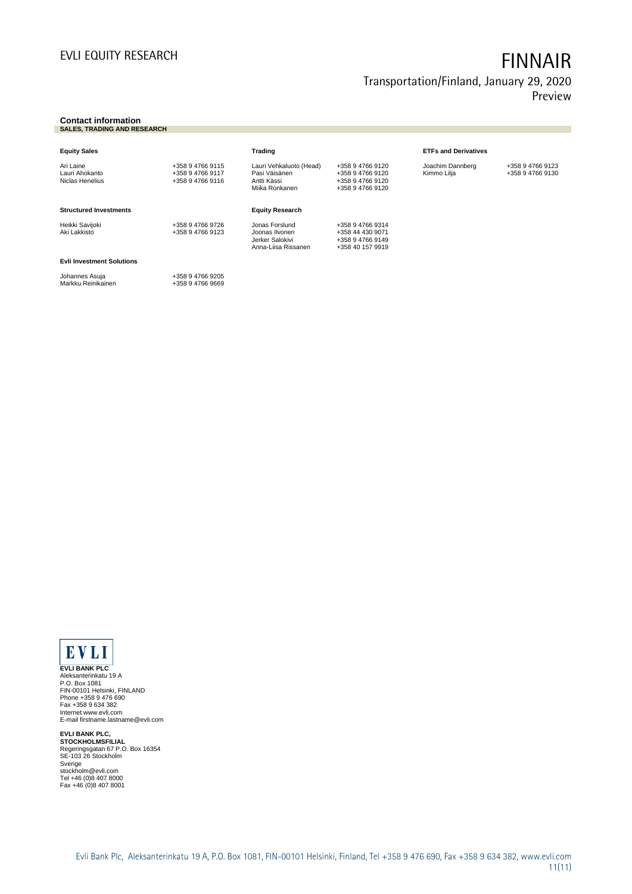## Contact information

**SALES, TRADING AND RESEARCH**

**Equity Sales**

| | |
|---|---|
| Ari Laine | +358 9 4766 9115 |
| Lauri Ahokanto | +358 9 4766 9117 |
| Niclas Henelius | +358 9 4766 9116 |

**Trading**

| | |
|---|---|
| Lauri Vehkaluoto (Head) | +358 9 4766 9120 |
| Pasi Väisänen | +358 9 4766 9120 |
| Antti Kässi | +358 9 4766 9120 |
| Miika Ronkanen | +358 9 4766 9120 |

**ETFs and Derivatives**

| | |
|---|---|
| Joachim Dannberg | +358 9 4766 9123 |
| Kimmo Lilja | +358 9 4766 9130 |

**Structured Investments**

| | |
|---|---|
| Heikki Savijoki | +358 9 4766 9726 |
| Aki Lakkisto | +358 9 4766 9123 |

**Equity Research**

| | |
|---|---|
| Jonas Forslund | +358 9 4766 9314 |
| Joonas Ilvonen | +358 44 430 9071 |
| Jerker Salokivi | +358 9 4766 9149 |
| Anna-Liisa Rissanen | +358 40 157 9919 |

**Evli Investment Solutions**

| | |
|---|---|
| Johannes Asuja | +358 9 4766 9205 |
| Markku Reinikainen | +358 9 4766 9669 |

**EVLI BANK PLC**
Aleksanterinkatu 19 A
P.O. Box 1081
FIN-00101 Helsinki, FINLAND
Phone +358 9 476 690
Fax +358 9 634 382
Internet www.evli.com
E-mail firstname.lastname@evli.com

**EVLI BANK PLC, STOCKHOLMSFILIAL**
Regeringsgatan 67 P.O. Box 16354
SE-103 26 Stockholm
Sverige
stockholm@evli.com
Tel +46 (0)8 407 8000
Fax +46 (0)8 407 8001